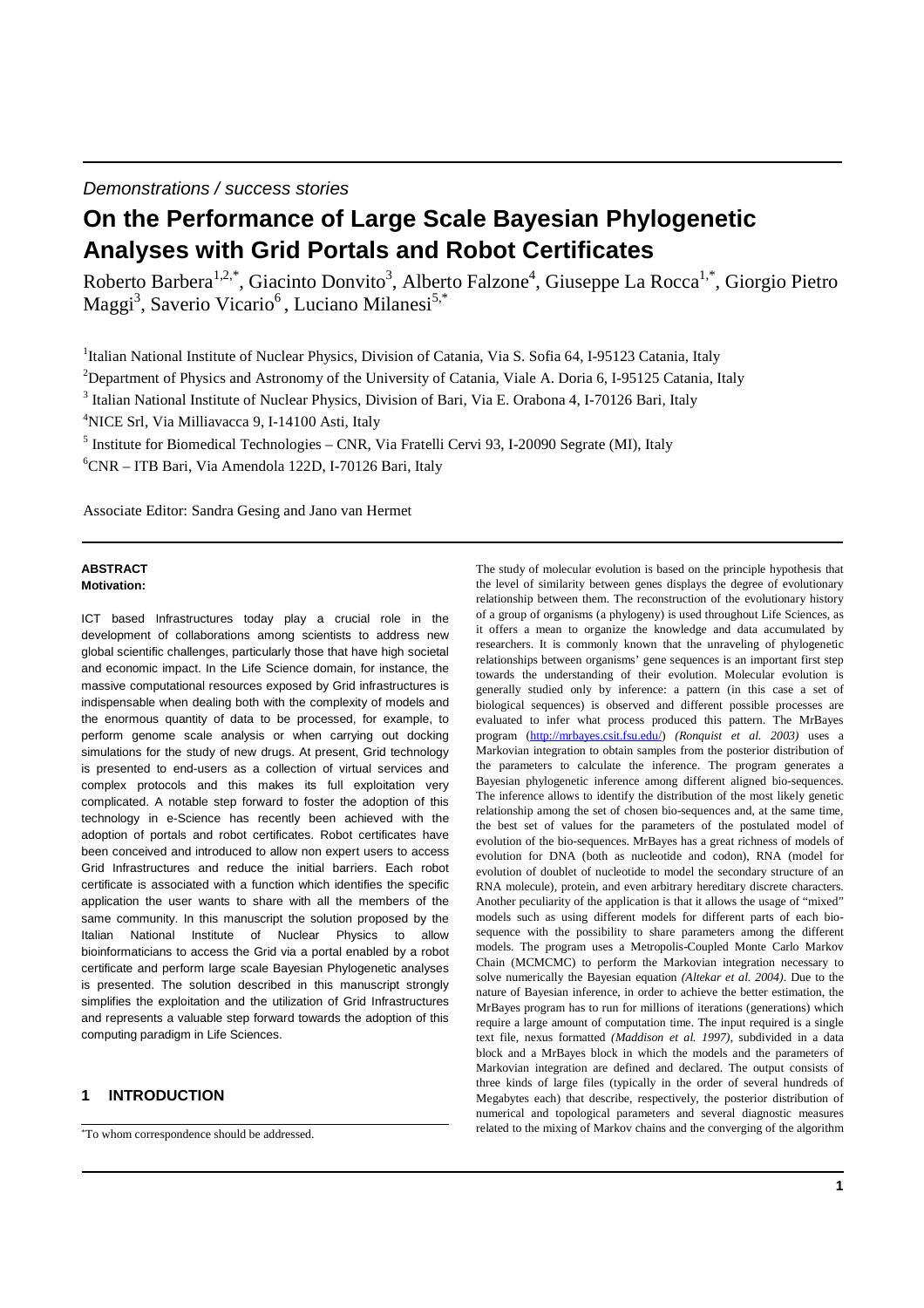*Demonstrations / success stories*

# On the Performance of Large Scale Bayesian Phylogenetic Analyses with Grid Portals and Robot Certificates

Roberto Barbera[1,2,*], Giacinto Donvito[3], Alberto Falzone[4], Giuseppe La Rocca[1,*], Giorgio Pietro Maggi[3], Saverio Vicario[6], Luciano Milanesi[5,*]

[1]Italian National Institute of Nuclear Physics, Division of Catania, Via S. Sofia 64, I-95123 Catania, Italy

[2]Department of Physics and Astronomy of the University of Catania, Viale A. Doria 6, I-95125 Catania, Italy

[3] Italian National Institute of Nuclear Physics, Division of Bari, Via E. Orabona 4, I-70126 Bari, Italy

[4]NICE Srl, Via Milliavacca 9, I-14100 Asti, Italy

[5] Institute for Biomedical Technologies – CNR, Via Fratelli Cervi 93, I-20090 Segrate (MI), Italy

[6]CNR – ITB Bari, Via Amendola 122D, I-70126 Bari, Italy

Associate Editor: Sandra Gesing and Jano van Hermet

#### ABSTRACT

**Motivation:**

ICT based Infrastructures today play a crucial role in the development of collaborations among scientists to address new global scientific challenges, particularly those that have high societal and economic impact. In the Life Science domain, for instance, the massive computational resources exposed by Grid infrastructures is indispensable when dealing both with the complexity of models and the enormous quantity of data to be processed, for example, to perform genome scale analysis or when carrying out docking simulations for the study of new drugs. At present, Grid technology is presented to end-users as a collection of virtual services and complex protocols and this makes its full exploitation very complicated. A notable step forward to foster the adoption of this technology in e-Science has recently been achieved with the adoption of portals and robot certificates. Robot certificates have been conceived and introduced to allow non expert users to access Grid Infrastructures and reduce the initial barriers. Each robot certificate is associated with a function which identifies the specific application the user wants to share with all the members of the same community. In this manuscript the solution proposed by the Italian National Institute of Nuclear Physics to allow bioinformaticians to access the Grid via a portal enabled by a robot certificate and perform large scale Bayesian Phylogenetic analyses is presented. The solution described in this manuscript strongly simplifies the exploitation and the utilization of Grid Infrastructures and represents a valuable step forward towards the adoption of this computing paradigm in Life Sciences.

## 1 INTRODUCTION

The study of molecular evolution is based on the principle hypothesis that the level of similarity between genes displays the degree of evolutionary relationship between them. The reconstruction of the evolutionary history of a group of organisms (a phylogeny) is used throughout Life Sciences, as it offers a mean to organize the knowledge and data accumulated by researchers. It is commonly known that the unraveling of phylogenetic relationships between organisms' gene sequences is an important first step towards the understanding of their evolution. Molecular evolution is generally studied only by inference: a pattern (in this case a set of biological sequences) is observed and different possible processes are evaluated to infer what process produced this pattern. The MrBayes program (http://mrbayes.csit.fsu.edu/) *(Ronquist et al. 2003)* uses a Markovian integration to obtain samples from the posterior distribution of the parameters to calculate the inference. The program generates a Bayesian phylogenetic inference among different aligned bio-sequences. The inference allows to identify the distribution of the most likely genetic relationship among the set of chosen bio-sequences and, at the same time, the best set of values for the parameters of the postulated model of evolution of the bio-sequences. MrBayes has a great richness of models of evolution for DNA (both as nucleotide and codon), RNA (model for evolution of doublet of nucleotide to model the secondary structure of an RNA molecule), protein, and even arbitrary hereditary discrete characters. Another peculiarity of the application is that it allows the usage of "mixed" models such as using different models for different parts of each bio-sequence with the possibility to share parameters among the different models. The program uses a Metropolis-Coupled Monte Carlo Markov Chain (MCMCMC) to perform the Markovian integration necessary to solve numerically the Bayesian equation *(Altekar et al. 2004)*. Due to the nature of Bayesian inference, in order to achieve the better estimation, the MrBayes program has to run for millions of iterations (generations) which require a large amount of computation time. The input required is a single text file, nexus formatted *(Maddison et al. 1997)*, subdivided in a data block and a MrBayes block in which the models and the parameters of Markovian integration are defined and declared. The output consists of three kinds of large files (typically in the order of several hundreds of Megabytes each) that describe, respectively, the posterior distribution of numerical and topological parameters and several diagnostic measures related to the mixing of Markov chains and the converging of the algorithm

*To whom correspondence should be addressed.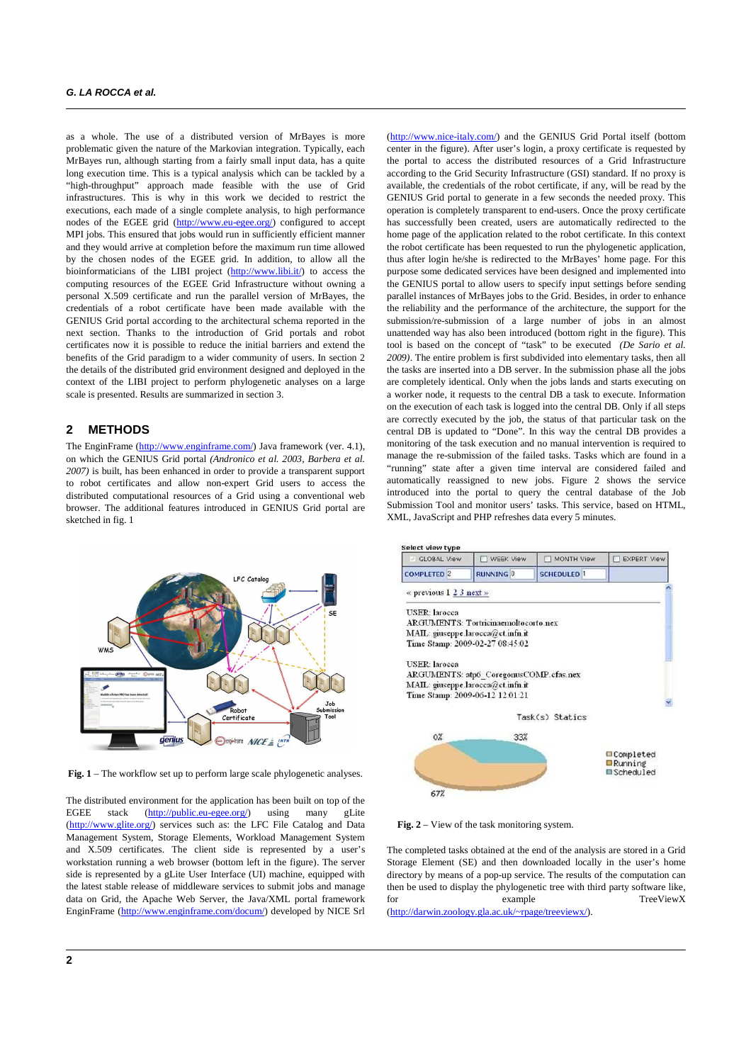as a whole. The use of a distributed version of MrBayes is more problematic given the nature of the Markovian integration. Typically, each MrBayes run, although starting from a fairly small input data, has a quite long execution time. This is a typical analysis which can be tackled by a "high-throughput" approach made feasible with the use of Grid infrastructures. This is why in this work we decided to restrict the executions, each made of a single complete analysis, to high performance nodes of the EGEE grid (http://www.eu-egee.org/) configured to accept MPI jobs. This ensured that jobs would run in sufficiently efficient manner and they would arrive at completion before the maximum run time allowed by the chosen nodes of the EGEE grid. In addition, to allow all the bioinformaticians of the LIBI project (http://www.libi.it/) to access the computing resources of the EGEE Grid Infrastructure without owning a personal X.509 certificate and run the parallel version of MrBayes, the credentials of a robot certificate have been made available with the GENIUS Grid portal according to the architectural schema reported in the next section. Thanks to the introduction of Grid portals and robot certificates now it is possible to reduce the initial barriers and extend the benefits of the Grid paradigm to a wider community of users. In section 2 the details of the distributed grid environment designed and deployed in the context of the LIBI project to perform phylogenetic analyses on a large scale is presented. Results are summarized in section 3.

## 2 METHODS

The EnginFrame (http://www.enginframe.com/) Java framework (ver. 4.1), on which the GENIUS Grid portal *(Andronico et al. 2003, Barbera et al. 2007)* is built, has been enhanced in order to provide a transparent support to robot certificates and allow non-expert Grid users to access the distributed computational resources of a Grid using a conventional web browser. The additional features introduced in GENIUS Grid portal are sketched in fig. 1

**Fig. 1** – The workflow set up to perform large scale phylogenetic analyses.

The distributed environment for the application has been built on top of the EGEE stack (http://public.eu-egee.org/) using many gLite (http://www.glite.org/) services such as: the LFC File Catalog and Data Management System, Storage Elements, Workload Management System and X.509 certificates. The client side is represented by a user's workstation running a web browser (bottom left in the figure). The server side is represented by a gLite User Interface (UI) machine, equipped with the latest stable release of middleware services to submit jobs and manage data on Grid, the Apache Web Server, the Java/XML portal framework EnginFrame (http://www.enginframe.com/docum/) developed by NICE Srl (http://www.nice-italy.com/) and the GENIUS Grid Portal itself (bottom center in the figure). After user's login, a proxy certificate is requested by the portal to access the distributed resources of a Grid Infrastructure according to the Grid Security Infrastructure (GSI) standard. If no proxy is available, the credentials of the robot certificate, if any, will be read by the GENIUS Grid portal to generate in a few seconds the needed proxy. This operation is completely transparent to end-users. Once the proxy certificate has successfully been created, users are automatically redirected to the home page of the application related to the robot certificate. In this context the robot certificate has been requested to run the phylogenetic application, thus after login he/she is redirected to the MrBayes' home page. For this purpose some dedicated services have been designed and implemented into the GENIUS portal to allow users to specify input settings before sending parallel instances of MrBayes jobs to the Grid. Besides, in order to enhance the reliability and the performance of the architecture, the support for the submission/re-submission of a large number of jobs in an almost unattended way has also been introduced (bottom right in the figure). This tool is based on the concept of "task" to be executed *(De Sario et al. 2009)*. The entire problem is first subdivided into elementary tasks, then all the tasks are inserted into a DB server. In the submission phase all the jobs are completely identical. Only when the jobs lands and starts executing on a worker node, it requests to the central DB a task to execute. Information on the execution of each task is logged into the central DB. Only if all steps are correctly executed by the job, the status of that particular task on the central DB is updated to "Done". In this way the central DB provides a monitoring of the task execution and no manual intervention is required to manage the re-submission of the failed tasks. Tasks which are found in a "running" state after a given time interval are considered failed and automatically reassigned to new jobs. Figure 2 shows the service introduced into the portal to query the central database of the Job Submission Tool and monitor users' tasks. This service, based on HTML, XML, JavaScript and PHP refreshes data every 5 minutes.

**Fig. 2** – View of the task monitoring system.

The completed tasks obtained at the end of the analysis are stored in a Grid Storage Element (SE) and then downloaded locally in the user's home directory by means of a pop-up service. The results of the computation can then be used to display the phylogenetic tree with third party software like, for example TreeViewX (http://darwin.zoology.gla.ac.uk/~rpage/treeviewx/).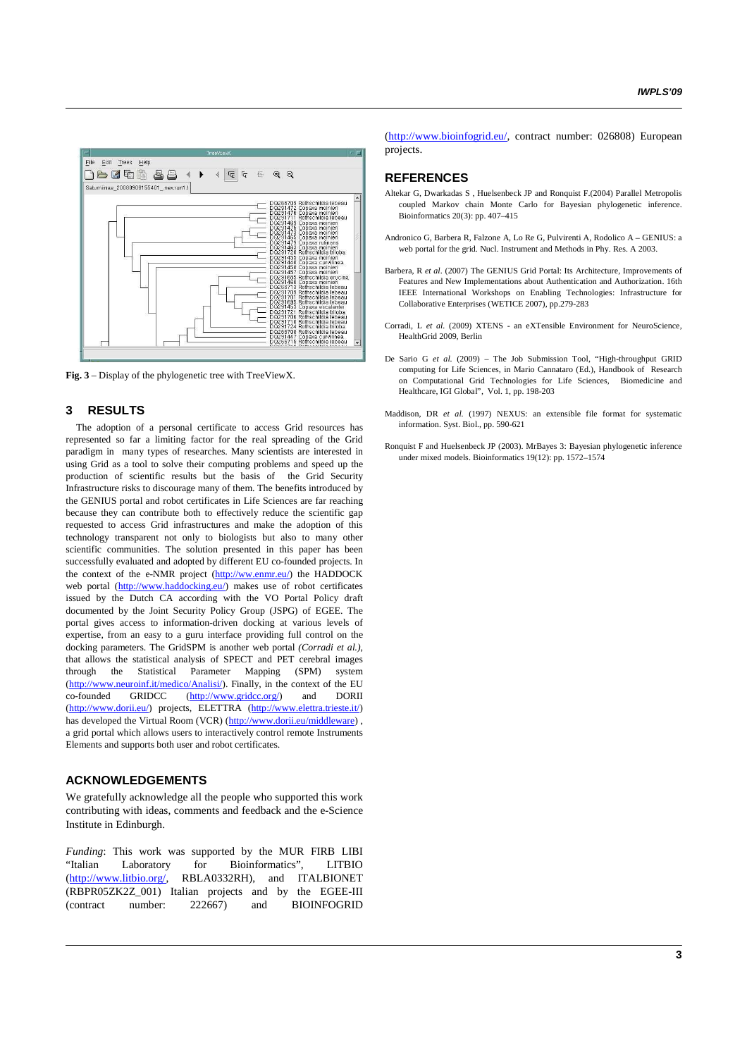Fig. 3 – Display of the phylogenetic tree with TreeViewX.

## 3 RESULTS

The adoption of a personal certificate to access Grid resources has represented so far a limiting factor for the real spreading of the Grid paradigm in many types of researches. Many scientists are interested in using Grid as a tool to solve their computing problems and speed up the production of scientific results but the basis of the Grid Security Infrastructure risks to discourage many of them. The benefits introduced by the GENIUS portal and robot certificates in Life Sciences are far reaching because they can contribute both to effectively reduce the scientific gap requested to access Grid infrastructures and make the adoption of this technology transparent not only to biologists but also to many other scientific communities. The solution presented in this paper has been successfully evaluated and adopted by different EU co-founded projects. In the context of the e-NMR project (http://ww.enmr.eu/) the HADDOCK web portal (http://www.haddocking.eu/) makes use of robot certificates issued by the Dutch CA according with the VO Portal Policy draft documented by the Joint Security Policy Group (JSPG) of EGEE. The portal gives access to information-driven docking at various levels of expertise, from an easy to a guru interface providing full control on the docking parameters. The GridSPM is another web portal *(Corradi et al.)*, that allows the statistical analysis of SPECT and PET cerebral images through the Statistical Parameter Mapping (SPM) system (http://www.neuroinf.it/medico/Analisi/). Finally, in the context of the EU co-founded GRIDCC (http://www.gridcc.org/) and DORII (http://www.dorii.eu/) projects, ELETTRA (http://www.elettra.trieste.it/) has developed the Virtual Room (VCR) (http://www.dorii.eu/middleware) , a grid portal which allows users to interactively control remote Instruments Elements and supports both user and robot certificates.

## ACKNOWLEDGEMENTS

We gratefully acknowledge all the people who supported this work contributing with ideas, comments and feedback and the e-Science Institute in Edinburgh.

*Funding*: This work was supported by the MUR FIRB LIBI "Italian Laboratory for Bioinformatics", LITBIO (http://www.litbio.org/, RBLA0332RH), and ITALBIONET (RBPR05ZK2Z_001) Italian projects and by the EGEE-III (contract number: 222667) and BIOINFOGRID (http://www.bioinfogrid.eu/, contract number: 026808) European projects.

## REFERENCES

Altekar G, Dwarkadas S , Huelsenbeck JP and Ronquist F.(2004) Parallel Metropolis coupled Markov chain Monte Carlo for Bayesian phylogenetic inference. Bioinformatics 20(3): pp. 407–415

Andronico G, Barbera R, Falzone A, Lo Re G, Pulvirenti A, Rodolico A – GENIUS: a web portal for the grid. Nucl. Instrument and Methods in Phy. Res. A 2003.

Barbera, R *et al*. (2007) The GENIUS Grid Portal: Its Architecture, Improvements of Features and New Implementations about Authentication and Authorization. 16th IEEE International Workshops on Enabling Technologies: Infrastructure for Collaborative Enterprises (WETICE 2007), pp.279-283

Corradi, L *et al.* (2009) XTENS - an eXTensible Environment for NeuroScience, HealthGrid 2009, Berlin

De Sario G *et al.* (2009) – The Job Submission Tool, "High-throughput GRID computing for Life Sciences, in Mario Cannataro (Ed.), Handbook of Research on Computational Grid Technologies for Life Sciences, Biomedicine and Healthcare, IGI Global", Vol. 1, pp. 198-203

Maddison, DR *et al.* (1997) NEXUS: an extensible file format for systematic information. Syst. Biol., pp. 590-621

Ronquist F and Huelsenbeck JP (2003). MrBayes 3: Bayesian phylogenetic inference under mixed models. Bioinformatics 19(12): pp. 1572–1574